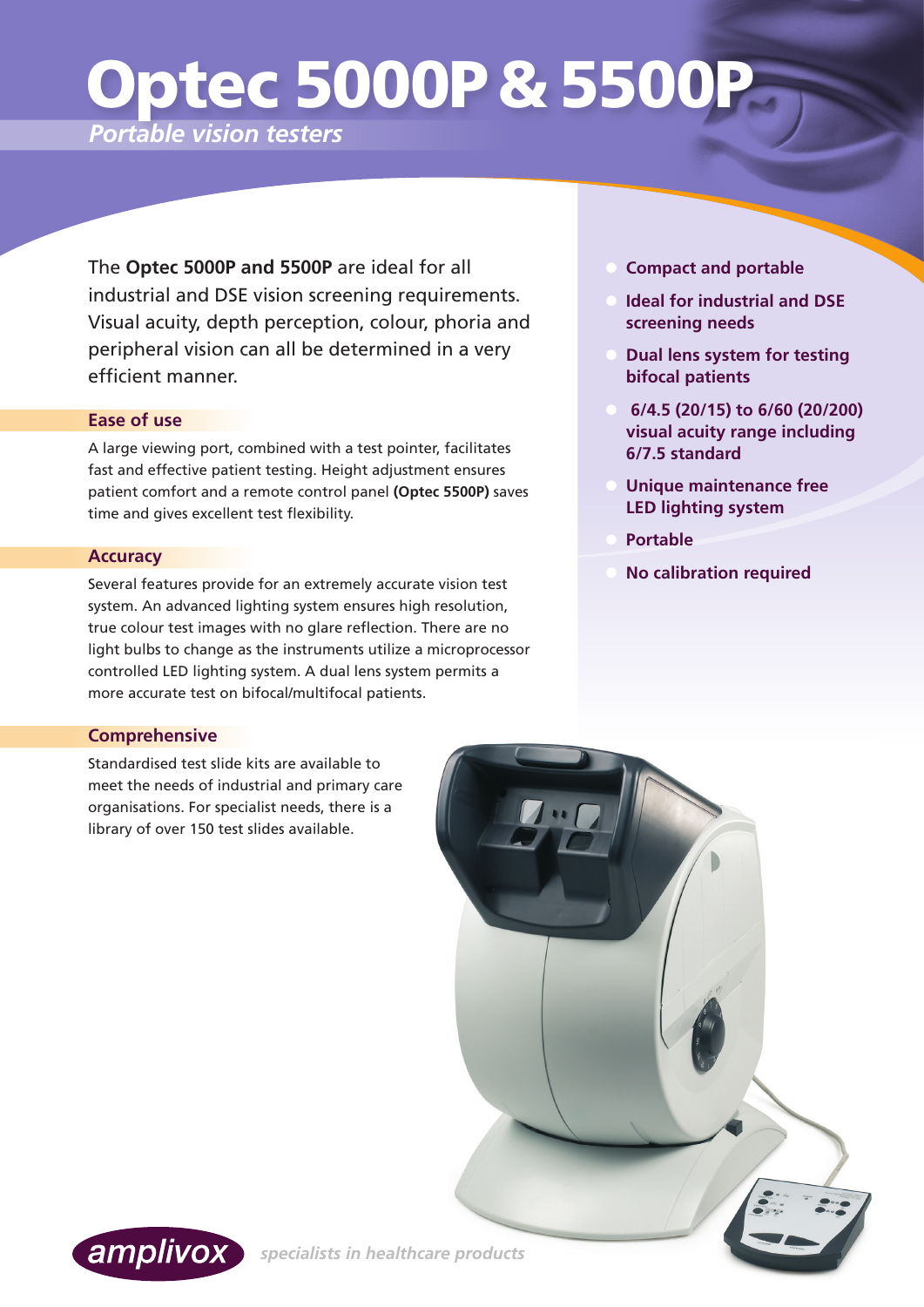# Optec 5000P & 5500P

*Portable vision testers*

The **Optec 5000P and 5500P** are ideal for all industrial and DSE vision screening requirements. Visual acuity, depth perception, colour, phoria and peripheral vision can all be determined in a very efficient manner.

## Ease of use

A large viewing port, combined with a test pointer, facilitates fast and effective patient testing. Height adjustment ensures patient comfort and a remote control panel **(Optec 5500P)** saves time and gives excellent test flexibility.

## Accuracy

Several features provide for an extremely accurate vision test system. An advanced lighting system ensures high resolution, true colour test images with no glare reflection. There are no light bulbs to change as the instruments utilize a microprocessor controlled LED lighting system. A dual lens system permits a more accurate test on bifocal/multifocal patients.

## Comprehensive

Standardised test slide kits are available to meet the needs of industrial and primary care organisations. For specialist needs, there is a library of over 150 test slides available.

- **Compact and portable**
- **Ideal for industrial and DSE screening needs**
- **Dual lens system for testing bifocal patients**
- **6/4.5 (20/15) to 6/60 (20/200) visual acuity range including 6/7.5 standard**
- **Unique maintenance free LED lighting system**
- **Portable**
- **No calibration required**

amplivox *specialists in healthcare products*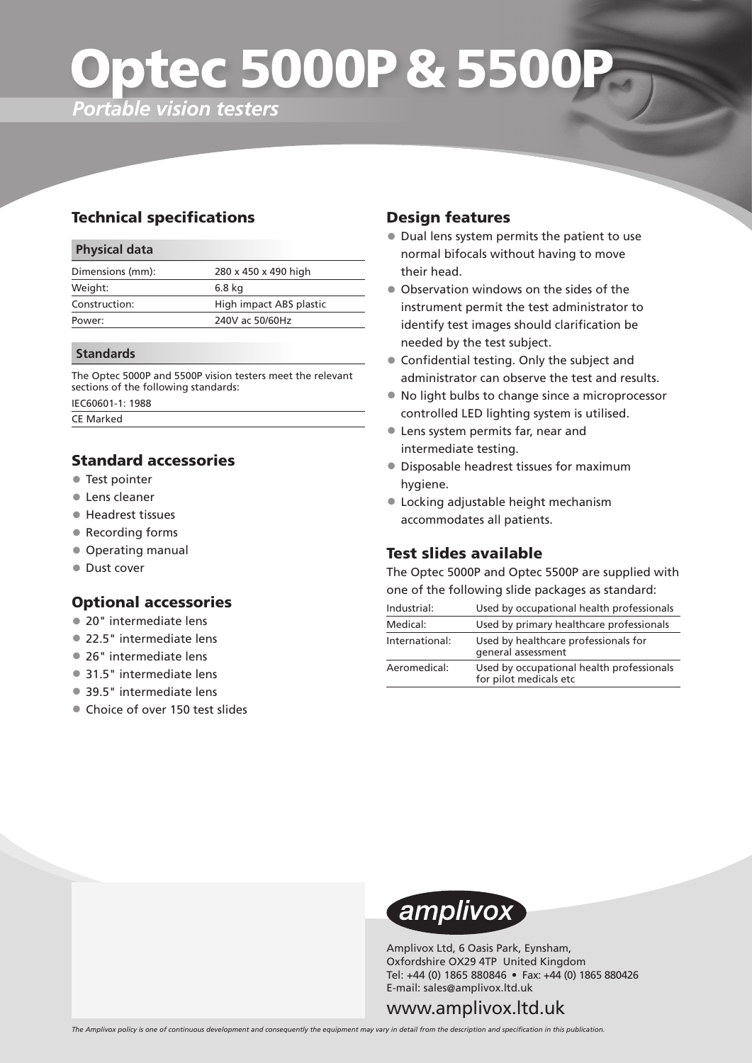# Optec 5000P & 5500P

*Portable vision testers*

## Technical specifications

**Physical data**

| | |
|---|---|
| Dimensions (mm): | 280 x 450 x 490 high |
| Weight: | 6.8 kg |
| Construction: | High impact ABS plastic |
| Power: | 240V ac 50/60Hz |

**Standards**

The Optec 5000P and 5500P vision testers meet the relevant sections of the following standards:

IEC60601-1: 1988

CE Marked

## Standard accessories

- Test pointer
- Lens cleaner
- Headrest tissues
- Recording forms
- Operating manual
- Dust cover

## Optional accessories

- 20" intermediate lens
- 22.5" intermediate lens
- 26" intermediate lens
- 31.5" intermediate lens
- 39.5" intermediate lens
- Choice of over 150 test slides

## Design features

- Dual lens system permits the patient to use normal bifocals without having to move their head.
- Observation windows on the sides of the instrument permit the test administrator to identify test images should clarification be needed by the test subject.
- Confidential testing. Only the subject and administrator can observe the test and results.
- No light bulbs to change since a microprocessor controlled LED lighting system is utilised.
- Lens system permits far, near and intermediate testing.
- Disposable headrest tissues for maximum hygiene.
- Locking adjustable height mechanism accommodates all patients.

## Test slides available

The Optec 5000P and Optec 5500P are supplied with one of the following slide packages as standard:

| | |
|---|---|
| Industrial: | Used by occupational health professionals |
| Medical: | Used by primary healthcare professionals |
| International: | Used by healthcare professionals for general assessment |
| Aeromedical: | Used by occupational health professionals for pilot medicals etc |

amplivox

Amplivox Ltd, 6 Oasis Park, Eynsham,
Oxfordshire OX29 4TP United Kingdom
Tel: +44 (0) 1865 880846 • Fax: +44 (0) 1865 880426
E-mail: sales@amplivox.ltd.uk

www.amplivox.ltd.uk

*The Amplivox policy is one of continuous development and consequently the equipment may vary in detail from the description and specification in this publication.*